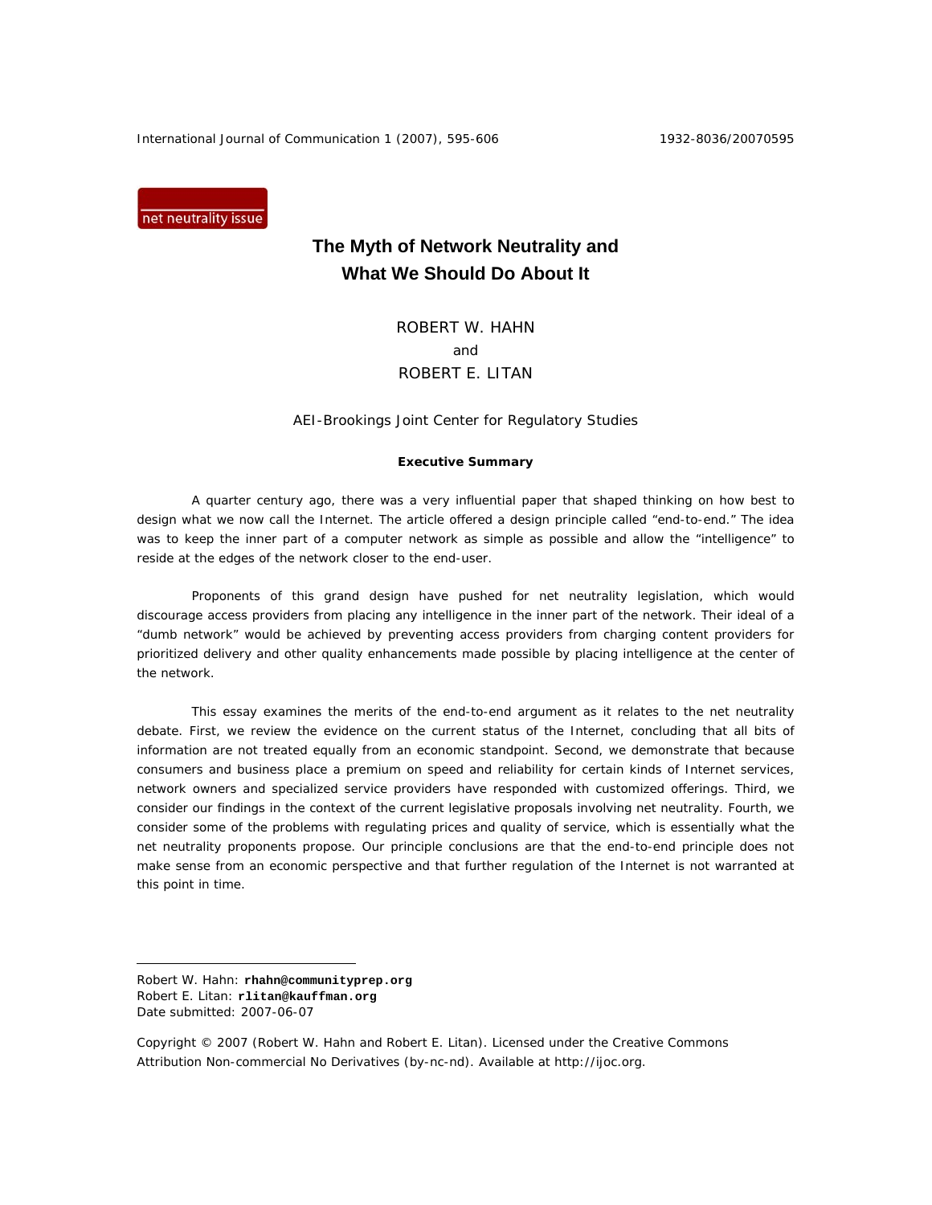net neutrality issue

# The Myth of Network Neutrality and What We Should Do About It

ROBERT W. HAHN
and
ROBERT E. LITAN

AEI-Brookings Joint Center for Regulatory Studies

**Executive Summary**

A quarter century ago, there was a very influential paper that shaped thinking on how best to design what we now call the Internet. The article offered a design principle called "end-to-end." The idea was to keep the inner part of a computer network as simple as possible and allow the "intelligence" to reside at the edges of the network closer to the end-user.

Proponents of this grand design have pushed for net neutrality legislation, which would discourage access providers from placing any intelligence in the inner part of the network. Their ideal of a "dumb network" would be achieved by preventing access providers from charging content providers for prioritized delivery and other quality enhancements made possible by placing intelligence at the center of the network.

This essay examines the merits of the end-to-end argument as it relates to the net neutrality debate. First, we review the evidence on the current status of the Internet, concluding that all bits of information are not treated equally from an economic standpoint. Second, we demonstrate that because consumers and business place a premium on speed and reliability for certain kinds of Internet services, network owners and specialized service providers have responded with customized offerings. Third, we consider our findings in the context of the current legislative proposals involving net neutrality. Fourth, we consider some of the problems with regulating prices and quality of service, which is essentially what the net neutrality proponents propose. Our principle conclusions are that the end-to-end principle does not make sense from an economic perspective and that further regulation of the Internet is not warranted at this point in time.

---

Robert W. Hahn: **rhahn@communityprep.org**
Robert E. Litan: **rlitan@kauffman.org**
Date submitted: 2007-06-07

Copyright © 2007 (Robert W. Hahn and Robert E. Litan). Licensed under the Creative Commons Attribution Non-commercial No Derivatives (by-nc-nd). Available at http://ijoc.org.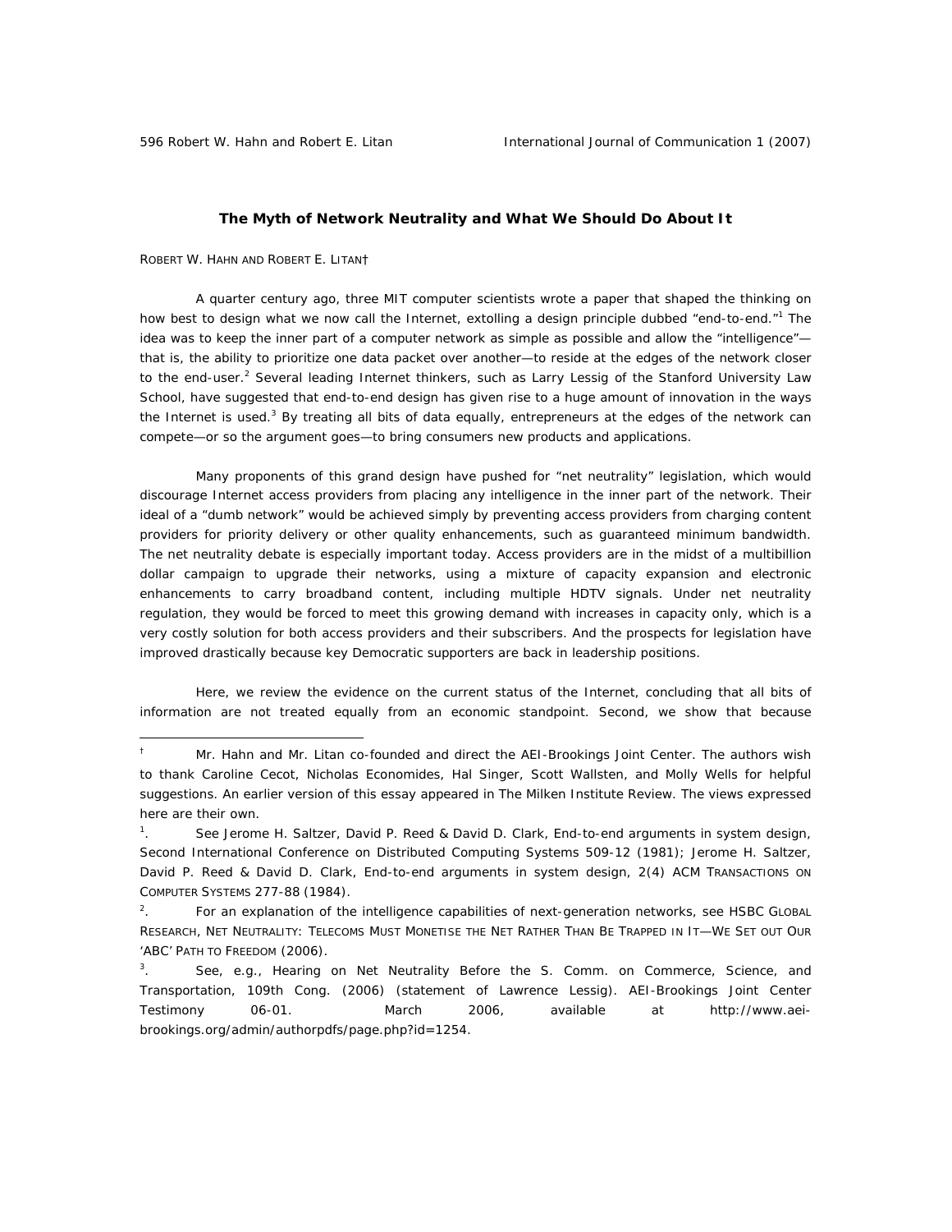## The Myth of Network Neutrality and What We Should Do About It

ROBERT W. HAHN AND ROBERT E. LITAN†

A quarter century ago, three MIT computer scientists wrote a paper that shaped the thinking on how best to design what we now call the Internet, extolling a design principle dubbed "end-to-end."[1] The idea was to keep the inner part of a computer network as simple as possible and allow the "intelligence"—that is, the ability to prioritize one data packet over another—to reside at the edges of the network closer to the end-user.[2] Several leading Internet thinkers, such as Larry Lessig of the Stanford University Law School, have suggested that end-to-end design has given rise to a huge amount of innovation in the ways the Internet is used.[3] By treating all bits of data equally, entrepreneurs at the edges of the network can compete—or so the argument goes—to bring consumers new products and applications.

Many proponents of this grand design have pushed for "net neutrality" legislation, which would discourage Internet access providers from placing any intelligence in the inner part of the network. Their ideal of a "dumb network" would be achieved simply by preventing access providers from charging content providers for priority delivery or other quality enhancements, such as guaranteed minimum bandwidth. The net neutrality debate is especially important today. Access providers are in the midst of a multibillion dollar campaign to upgrade their networks, using a mixture of capacity expansion and electronic enhancements to carry broadband content, including multiple HDTV signals. Under net neutrality regulation, they would be forced to meet this growing demand with increases in capacity only, which is a very costly solution for both access providers and their subscribers. And the prospects for legislation have improved drastically because key Democratic supporters are back in leadership positions.

Here, we review the evidence on the current status of the Internet, concluding that all bits of information are not treated equally from an economic standpoint. Second, we show that because

---

† Mr. Hahn and Mr. Litan co-founded and direct the AEI-Brookings Joint Center. The authors wish to thank Caroline Cecot, Nicholas Economides, Hal Singer, Scott Wallsten, and Molly Wells for helpful suggestions. An earlier version of this essay appeared in The Milken Institute Review. The views expressed here are their own.

[1]. See Jerome H. Saltzer, David P. Reed & David D. Clark, End-to-end arguments in system design, Second International Conference on Distributed Computing Systems 509-12 (1981); Jerome H. Saltzer, David P. Reed & David D. Clark, End-to-end arguments in system design, 2(4) ACM TRANSACTIONS ON COMPUTER SYSTEMS 277-88 (1984).

[2]. For an explanation of the intelligence capabilities of next-generation networks, see HSBC GLOBAL RESEARCH, NET NEUTRALITY: TELECOMS MUST MONETISE THE NET RATHER THAN BE TRAPPED IN IT—WE SET OUT OUR 'ABC' PATH TO FREEDOM (2006).

[3]. See, e.g., Hearing on Net Neutrality Before the S. Comm. on Commerce, Science, and Transportation, 109th Cong. (2006) (statement of Lawrence Lessig). AEI-Brookings Joint Center Testimony 06-01. March 2006, available at http://www.aei-brookings.org/admin/authorpdfs/page.php?id=1254.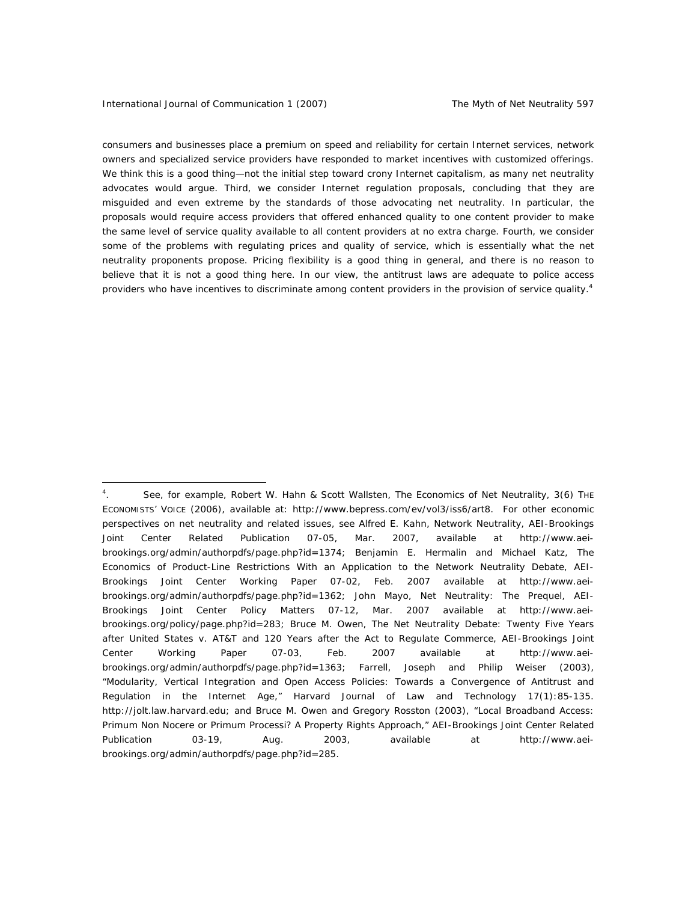consumers and businesses place a premium on speed and reliability for certain Internet services, network owners and specialized service providers have responded to market incentives with customized offerings. We think this is a good thing—not the initial step toward crony Internet capitalism, as many net neutrality advocates would argue. Third, we consider Internet regulation proposals, concluding that they are misguided and even extreme by the standards of those advocating net neutrality. In particular, the proposals would require access providers that offered enhanced quality to one content provider to make the same level of service quality available to all content providers at no extra charge. Fourth, we consider some of the problems with regulating prices and quality of service, which is essentially what the net neutrality proponents propose. Pricing flexibility is a good thing in general, and there is no reason to believe that it is not a good thing here. In our view, the antitrust laws are adequate to police access providers who have incentives to discriminate among content providers in the provision of service quality.[4]

---

[4]. See, for example, Robert W. Hahn & Scott Wallsten, The Economics of Net Neutrality, 3(6) THE ECONOMISTS' VOICE (2006), available at: http://www.bepress.com/ev/vol3/iss6/art8. For other economic perspectives on net neutrality and related issues, see Alfred E. Kahn, Network Neutrality, AEI-Brookings Joint Center Related Publication 07-05, Mar. 2007, available at http://www.aei-brookings.org/admin/authorpdfs/page.php?id=1374; Benjamin E. Hermalin and Michael Katz, The Economics of Product-Line Restrictions With an Application to the Network Neutrality Debate, AEI-Brookings Joint Center Working Paper 07-02, Feb. 2007 available at http://www.aei-brookings.org/admin/authorpdfs/page.php?id=1362; John Mayo, Net Neutrality: The Prequel, AEI-Brookings Joint Center Policy Matters 07-12, Mar. 2007 available at http://www.aei-brookings.org/policy/page.php?id=283; Bruce M. Owen, The Net Neutrality Debate: Twenty Five Years after United States v. AT&T and 120 Years after the Act to Regulate Commerce, AEI-Brookings Joint Center Working Paper 07-03, Feb. 2007 available at http://www.aei-brookings.org/admin/authorpdfs/page.php?id=1363; Farrell, Joseph and Philip Weiser (2003), "Modularity, Vertical Integration and Open Access Policies: Towards a Convergence of Antitrust and Regulation in the Internet Age," Harvard Journal of Law and Technology 17(1):85-135. http://jolt.law.harvard.edu; and Bruce M. Owen and Gregory Rosston (2003), "Local Broadband Access: Primum Non Nocere or Primum Processi? A Property Rights Approach," AEI-Brookings Joint Center Related Publication 03-19, Aug. 2003, available at http://www.aei-brookings.org/admin/authorpdfs/page.php?id=285.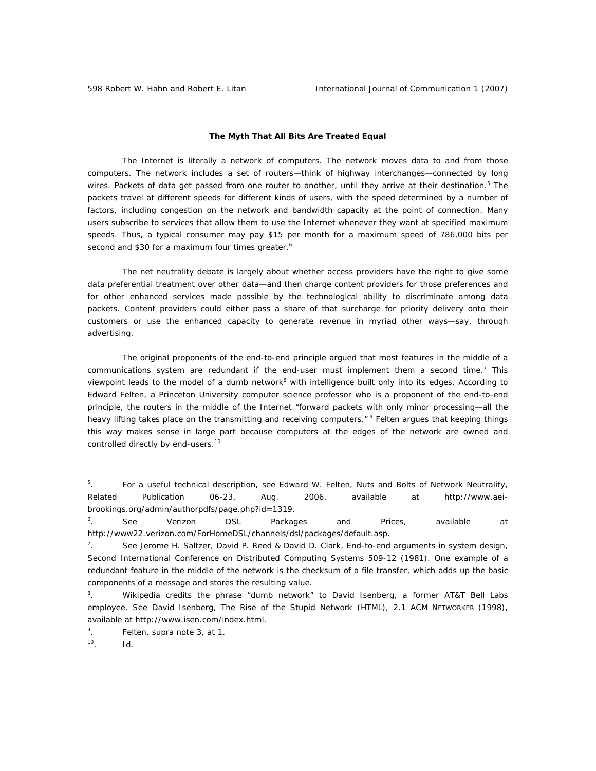**The Myth That All Bits Are Treated Equal**

The Internet is literally a network of computers. The network moves data to and from those computers. The network includes a set of routers—think of highway interchanges—connected by long wires. Packets of data get passed from one router to another, until they arrive at their destination.[5] The packets travel at different speeds for different kinds of users, with the speed determined by a number of factors, including congestion on the network and bandwidth capacity at the point of connection. Many users subscribe to services that allow them to use the Internet whenever they want at specified maximum speeds. Thus, a typical consumer may pay $15 per month for a maximum speed of 786,000 bits per second and $30 for a maximum four times greater.[6]

The net neutrality debate is largely about whether access providers have the right to give some data preferential treatment over other data—and then charge content providers for those preferences and for other enhanced services made possible by the technological ability to discriminate among data packets. Content providers could either pass a share of that surcharge for priority delivery onto their customers or use the enhanced capacity to generate revenue in myriad other ways—say, through advertising.

The original proponents of the end-to-end principle argued that most features in the middle of a communications system are redundant if the end-user must implement them a second time.[7] This viewpoint leads to the model of a dumb network[8] with intelligence built only into its edges. According to Edward Felten, a Princeton University computer science professor who is a proponent of the end-to-end principle, the routers in the middle of the Internet "forward packets with only minor processing—all the heavy lifting takes place on the transmitting and receiving computers."[9] Felten argues that keeping things this way makes sense in large part because computers at the edges of the network are owned and controlled directly by end-users.[10]

---

5. For a useful technical description, see Edward W. Felten, Nuts and Bolts of Network Neutrality, Related Publication 06-23, Aug. 2006, available at http://www.aei-brookings.org/admin/authorpdfs/page.php?id=1319.

6. See Verizon DSL Packages and Prices, available at http://www22.verizon.com/ForHomeDSL/channels/dsl/packages/default.asp.

7. See Jerome H. Saltzer, David P. Reed & David D. Clark, End-to-end arguments in system design, Second International Conference on Distributed Computing Systems 509-12 (1981). One example of a redundant feature in the middle of the network is the checksum of a file transfer, which adds up the basic components of a message and stores the resulting value.

8. Wikipedia credits the phrase "dumb network" to David Isenberg, a former AT&T Bell Labs employee. See David Isenberg, The Rise of the Stupid Network (HTML), 2.1 ACM NETWORKER (1998), available at http://www.isen.com/index.html.

9. Felten, supra note 3, at 1.

10. Id.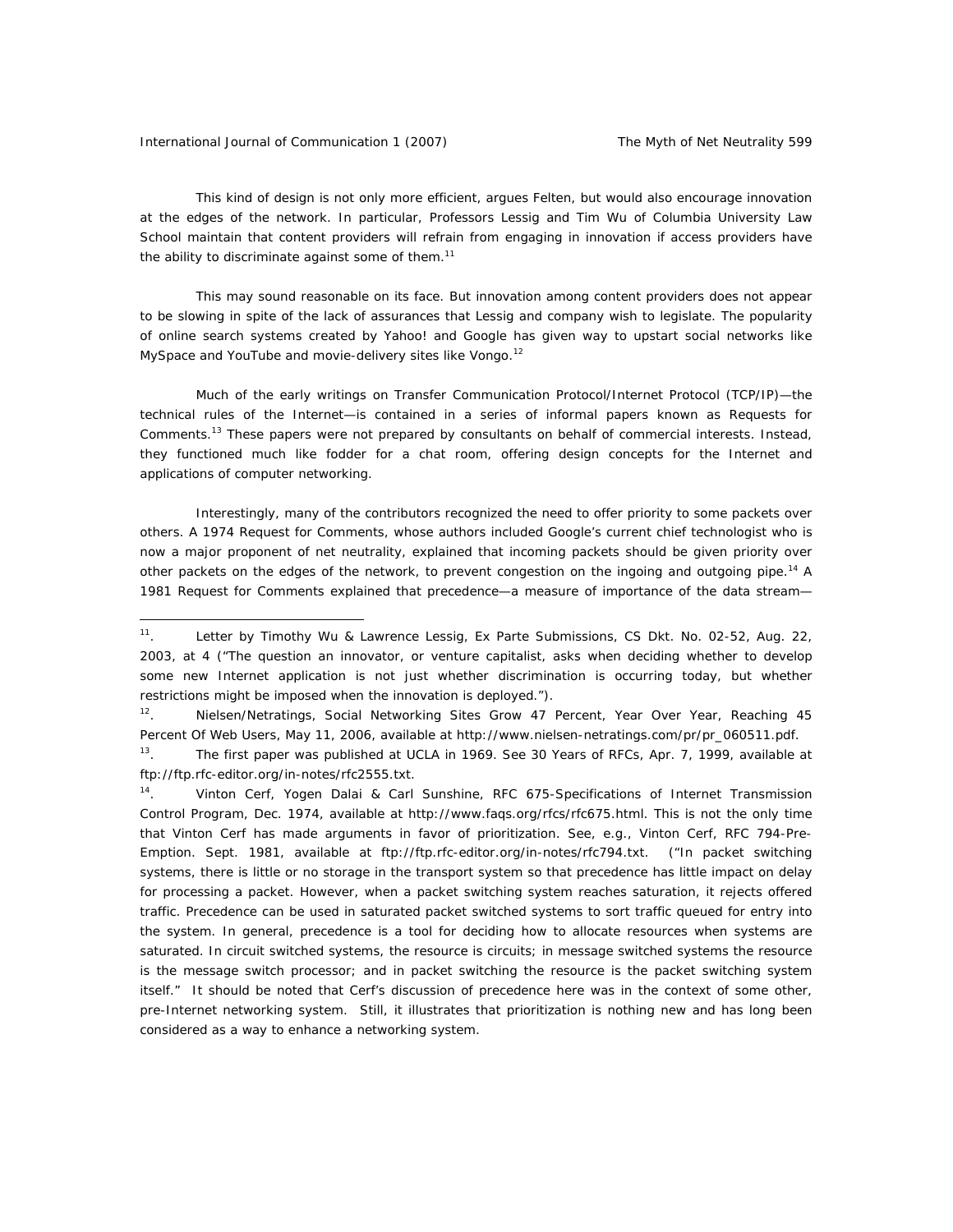This kind of design is not only more efficient, argues Felten, but would also encourage innovation at the edges of the network. In particular, Professors Lessig and Tim Wu of Columbia University Law School maintain that content providers will refrain from engaging in innovation if access providers have the ability to discriminate against some of them.[11]

This may sound reasonable on its face. But innovation among content providers does not appear to be slowing in spite of the lack of assurances that Lessig and company wish to legislate. The popularity of online search systems created by Yahoo! and Google has given way to upstart social networks like MySpace and YouTube and movie-delivery sites like Vongo.[12]

Much of the early writings on Transfer Communication Protocol/Internet Protocol (TCP/IP)—the technical rules of the Internet—is contained in a series of informal papers known as Requests for Comments.[13] These papers were not prepared by consultants on behalf of commercial interests. Instead, they functioned much like fodder for a chat room, offering design concepts for the Internet and applications of computer networking.

Interestingly, many of the contributors recognized the need to offer priority to some packets over others. A 1974 Request for Comments, whose authors included Google's current chief technologist who is now a major proponent of net neutrality, explained that incoming packets should be given priority over other packets on the edges of the network, to prevent congestion on the ingoing and outgoing pipe.[14] A 1981 Request for Comments explained that precedence—a measure of importance of the data stream—

---

[11]. Letter by Timothy Wu & Lawrence Lessig, Ex Parte Submissions, CS Dkt. No. 02-52, Aug. 22, 2003, at 4 ("The question an innovator, or venture capitalist, asks when deciding whether to develop some new Internet application is not just whether discrimination is occurring today, but whether restrictions might be imposed when the innovation is deployed.").

[12]. Nielsen/Netratings, Social Networking Sites Grow 47 Percent, Year Over Year, Reaching 45 Percent Of Web Users, May 11, 2006, available at http://www.nielsen-netratings.com/pr/pr_060511.pdf.

[13]. The first paper was published at UCLA in 1969. See 30 Years of RFCs, Apr. 7, 1999, available at ftp://ftp.rfc-editor.org/in-notes/rfc2555.txt.

[14]. Vinton Cerf, Yogen Dalai & Carl Sunshine, RFC 675-Specifications of Internet Transmission Control Program, Dec. 1974, available at http://www.faqs.org/rfcs/rfc675.html. This is not the only time that Vinton Cerf has made arguments in favor of prioritization. See, e.g., Vinton Cerf, RFC 794-Pre-Emption. Sept. 1981, available at ftp://ftp.rfc-editor.org/in-notes/rfc794.txt. ("In packet switching systems, there is little or no storage in the transport system so that precedence has little impact on delay for processing a packet. However, when a packet switching system reaches saturation, it rejects offered traffic. Precedence can be used in saturated packet switched systems to sort traffic queued for entry into the system. In general, precedence is a tool for deciding how to allocate resources when systems are saturated. In circuit switched systems, the resource is circuits; in message switched systems the resource is the message switch processor; and in packet switching the resource is the packet switching system itself." It should be noted that Cerf's discussion of precedence here was in the context of some other, pre-Internet networking system. Still, it illustrates that prioritization is nothing new and has long been considered as a way to enhance a networking system.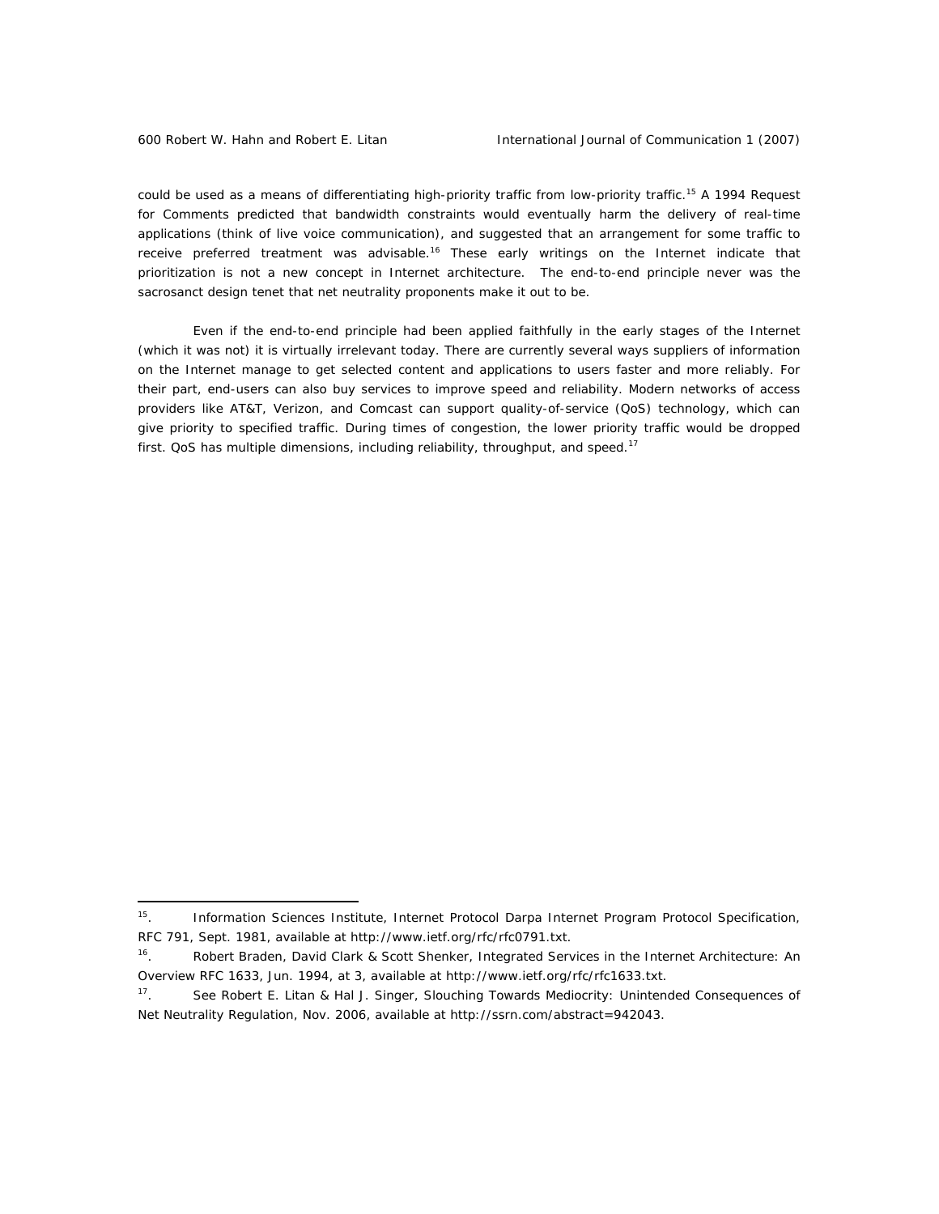could be used as a means of differentiating high-priority traffic from low-priority traffic.[15] A 1994 Request for Comments predicted that bandwidth constraints would eventually harm the delivery of real-time applications (think of live voice communication), and suggested that an arrangement for some traffic to receive preferred treatment was advisable.[16] These early writings on the Internet indicate that prioritization is not a new concept in Internet architecture. The end-to-end principle never was the sacrosanct design tenet that net neutrality proponents make it out to be.

Even if the end-to-end principle had been applied faithfully in the early stages of the Internet (which it was not) it is virtually irrelevant today. There are currently several ways suppliers of information on the Internet manage to get selected content and applications to users faster and more reliably. For their part, end-users can also buy services to improve speed and reliability. Modern networks of access providers like AT&T, Verizon, and Comcast can support quality-of-service (QoS) technology, which can give priority to specified traffic. During times of congestion, the lower priority traffic would be dropped first. QoS has multiple dimensions, including reliability, throughput, and speed.[17]

---

[15]. Information Sciences Institute, Internet Protocol Darpa Internet Program Protocol Specification, RFC 791, Sept. 1981, available at http://www.ietf.org/rfc/rfc0791.txt.

[16]. Robert Braden, David Clark & Scott Shenker, Integrated Services in the Internet Architecture: An Overview RFC 1633, Jun. 1994, at 3, available at http://www.ietf.org/rfc/rfc1633.txt.

[17]. See Robert E. Litan & Hal J. Singer, Slouching Towards Mediocrity: Unintended Consequences of Net Neutrality Regulation, Nov. 2006, available at http://ssrn.com/abstract=942043.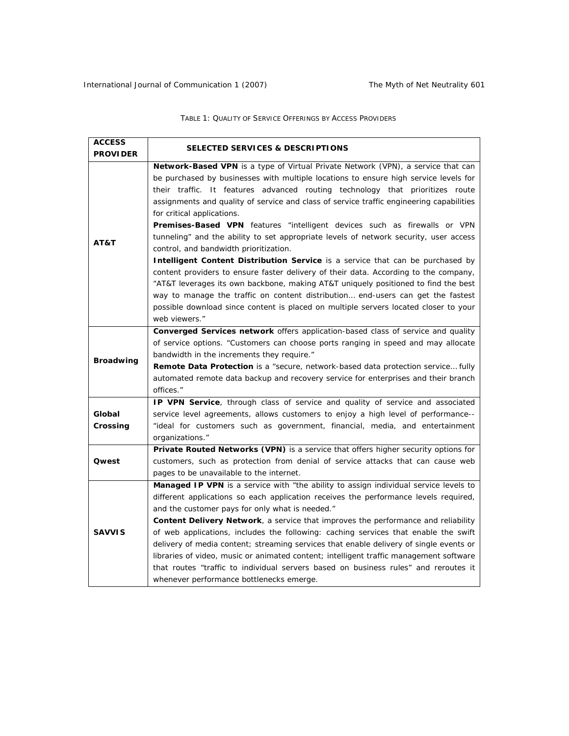Table 1: Quality of Service Offerings by Access Providers

| ACCESS PROVIDER | SELECTED SERVICES & DESCRIPTIONS |
|---|---|
| AT&T | **Network-Based VPN** is a type of Virtual Private Network (VPN), a service that can be purchased by businesses with multiple locations to ensure high service levels for their traffic. It features advanced routing technology that prioritizes route assignments and quality of service and class of service traffic engineering capabilities for critical applications. **Premises-Based VPN** features "intelligent devices such as firewalls or VPN tunneling" and the ability to set appropriate levels of network security, user access control, and bandwidth prioritization. **Intelligent Content Distribution Service** is a service that can be purchased by content providers to ensure faster delivery of their data. According to the company, "AT&T leverages its own backbone, making AT&T uniquely positioned to find the best way to manage the traffic on content distribution… end-users can get the fastest possible download since content is placed on multiple servers located closer to your web viewers." |
| Broadwing | **Converged Services network** offers application-based class of service and quality of service options. "Customers can choose ports ranging in speed and may allocate bandwidth in the increments they require." **Remote Data Protection** is a "secure, network-based data protection service… fully automated remote data backup and recovery service for enterprises and their branch offices." |
| Global Crossing | **IP VPN Service**, through class of service and quality of service and associated service level agreements, allows customers to enjoy a high level of performance--"ideal for customers such as government, financial, media, and entertainment organizations." |
| Qwest | **Private Routed Networks (VPN)** is a service that offers higher security options for customers, such as protection from denial of service attacks that can cause web pages to be unavailable to the internet. |
| SAVVIS | **Managed IP VPN** is a service with "the ability to assign individual service levels to different applications so each application receives the performance levels required, and the customer pays for only what is needed." **Content Delivery Network**, a service that improves the performance and reliability of web applications, includes the following: caching services that enable the swift delivery of media content; streaming services that enable delivery of single events or libraries of video, music or animated content; intelligent traffic management software that routes "traffic to individual servers based on business rules" and reroutes it whenever performance bottlenecks emerge. |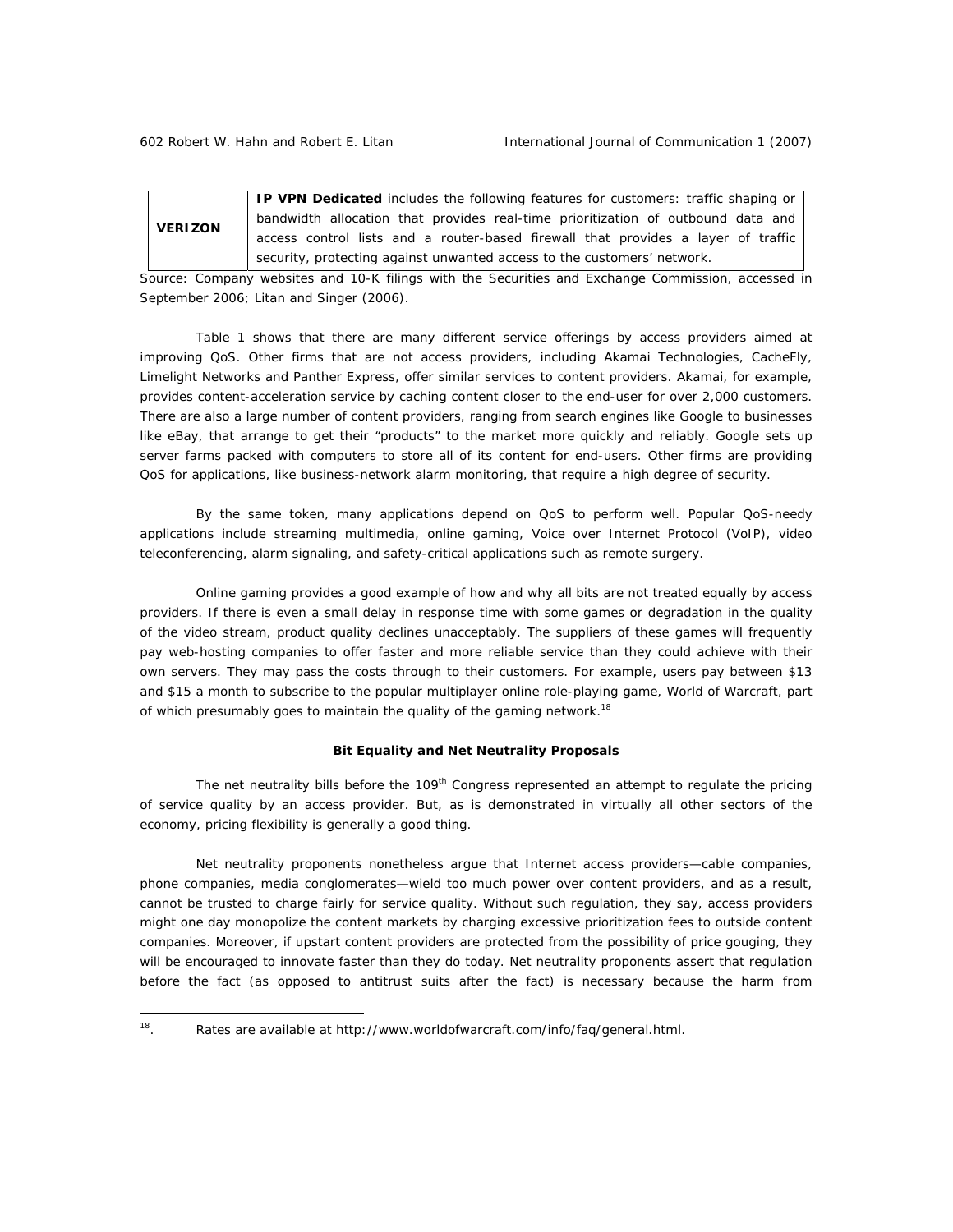| | |
|---|---|
| **VERIZON** | **IP VPN Dedicated** includes the following features for customers: traffic shaping or bandwidth allocation that provides real-time prioritization of outbound data and access control lists and a router-based firewall that provides a layer of traffic security, protecting against unwanted access to the customers' network. |

Source: Company websites and 10-K filings with the Securities and Exchange Commission, accessed in September 2006; Litan and Singer (2006).

Table 1 shows that there are many different service offerings by access providers aimed at improving QoS. Other firms that are not access providers, including Akamai Technologies, CacheFly, Limelight Networks and Panther Express, offer similar services to content providers. Akamai, for example, provides content-acceleration service by caching content closer to the end-user for over 2,000 customers. There are also a large number of content providers, ranging from search engines like Google to businesses like eBay, that arrange to get their "products" to the market more quickly and reliably. Google sets up server farms packed with computers to store all of its content for end-users. Other firms are providing QoS for applications, like business-network alarm monitoring, that require a high degree of security.

By the same token, many applications depend on QoS to perform well. Popular QoS-needy applications include streaming multimedia, online gaming, Voice over Internet Protocol (VoIP), video teleconferencing, alarm signaling, and safety-critical applications such as remote surgery.

Online gaming provides a good example of how and why all bits are not treated equally by access providers. If there is even a small delay in response time with some games or degradation in the quality of the video stream, product quality declines unacceptably. The suppliers of these games will frequently pay web-hosting companies to offer faster and more reliable service than they could achieve with their own servers. They may pass the costs through to their customers. For example, users pay between $13 and $15 a month to subscribe to the popular multiplayer online role-playing game, World of Warcraft, part of which presumably goes to maintain the quality of the gaming network.[18]

### Bit Equality and Net Neutrality Proposals

The net neutrality bills before the 109th Congress represented an attempt to regulate the pricing of service quality by an access provider. But, as is demonstrated in virtually all other sectors of the economy, pricing flexibility is generally a good thing.

Net neutrality proponents nonetheless argue that Internet access providers—cable companies, phone companies, media conglomerates—wield too much power over content providers, and as a result, cannot be trusted to charge fairly for service quality. Without such regulation, they say, access providers might one day monopolize the content markets by charging excessive prioritization fees to outside content companies. Moreover, if upstart content providers are protected from the possibility of price gouging, they will be encouraged to innovate faster than they do today. Net neutrality proponents assert that regulation before the fact (as opposed to antitrust suits after the fact) is necessary because the harm from

[18]. Rates are available at http://www.worldofwarcraft.com/info/faq/general.html.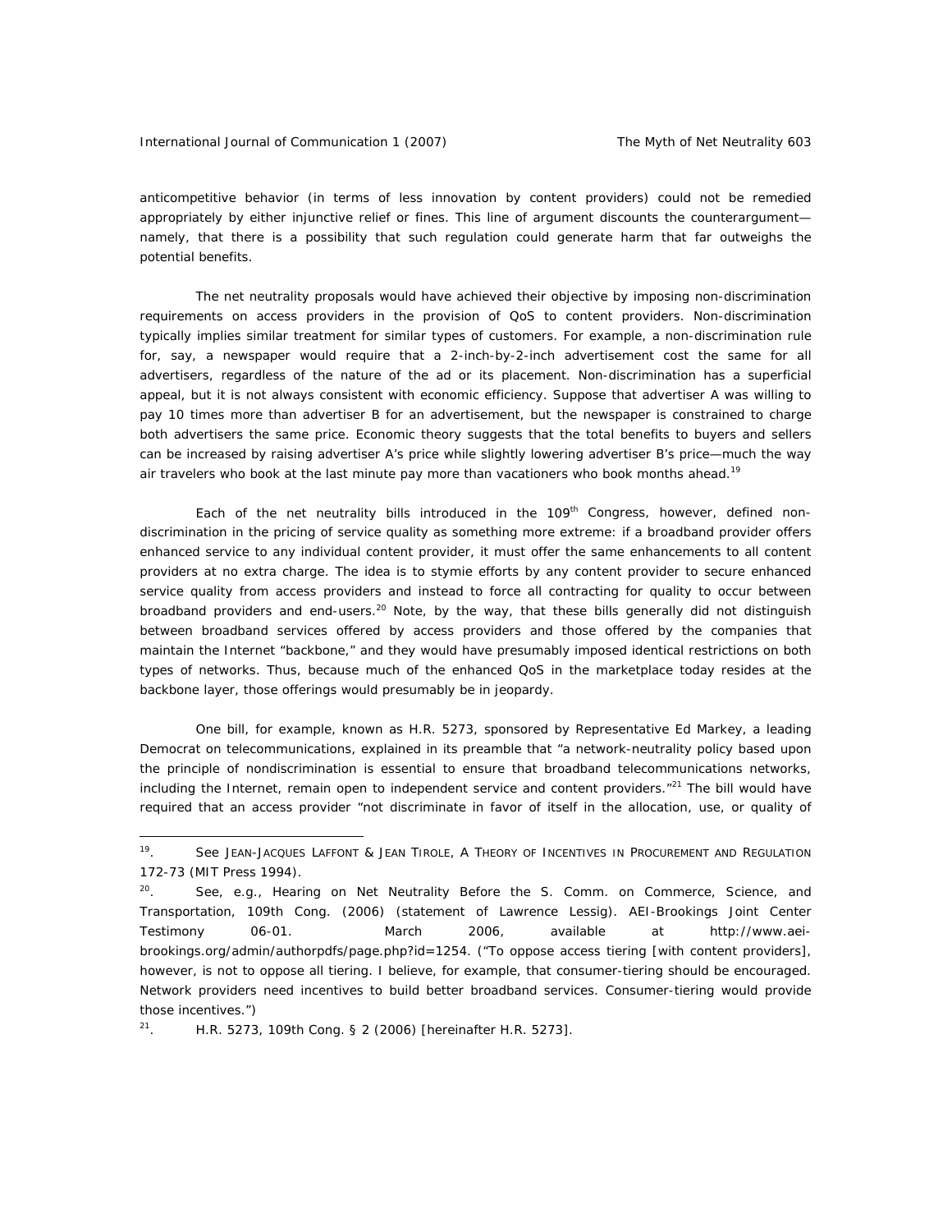anticompetitive behavior (in terms of less innovation by content providers) could not be remedied appropriately by either injunctive relief or fines. This line of argument discounts the counterargument—namely, that there is a possibility that such regulation could generate harm that far outweighs the potential benefits.

The net neutrality proposals would have achieved their objective by imposing non-discrimination requirements on access providers in the provision of QoS to content providers. Non-discrimination typically implies similar treatment for similar types of customers. For example, a non-discrimination rule for, say, a newspaper would require that a 2-inch-by-2-inch advertisement cost the same for all advertisers, regardless of the nature of the ad or its placement. Non-discrimination has a superficial appeal, but it is not always consistent with economic efficiency. Suppose that advertiser A was willing to pay 10 times more than advertiser B for an advertisement, but the newspaper is constrained to charge both advertisers the same price. Economic theory suggests that the total benefits to buyers and sellers can be increased by raising advertiser A's price while slightly lowering advertiser B's price—much the way air travelers who book at the last minute pay more than vacationers who book months ahead.[19]

Each of the net neutrality bills introduced in the 109th Congress, however, defined non-discrimination in the pricing of service quality as something more extreme: if a broadband provider offers enhanced service to any individual content provider, it must offer the same enhancements to all content providers at no extra charge. The idea is to stymie efforts by any content provider to secure enhanced service quality from access providers and instead to force all contracting for quality to occur between broadband providers and end-users.[20] Note, by the way, that these bills generally did not distinguish between broadband services offered by access providers and those offered by the companies that maintain the Internet "backbone," and they would have presumably imposed identical restrictions on both types of networks. Thus, because much of the enhanced QoS in the marketplace today resides at the backbone layer, those offerings would presumably be in jeopardy.

One bill, for example, known as H.R. 5273, sponsored by Representative Ed Markey, a leading Democrat on telecommunications, explained in its preamble that "a network-neutrality policy based upon the principle of nondiscrimination is essential to ensure that broadband telecommunications networks, including the Internet, remain open to independent service and content providers."[21] The bill would have required that an access provider "not discriminate in favor of itself in the allocation, use, or quality of

---

[19]. See JEAN-JACQUES LAFFONT & JEAN TIROLE, *A THEORY OF INCENTIVES IN PROCUREMENT AND REGULATION* 172-73 (MIT Press 1994).

[20]. See, e.g., Hearing on Net Neutrality Before the S. Comm. on Commerce, Science, and Transportation, 109th Cong. (2006) (statement of Lawrence Lessig). AEI-Brookings Joint Center Testimony 06-01. March 2006, available at http://www.aei-brookings.org/admin/authorpdfs/page.php?id=1254. ("To oppose access tiering [with content providers], however, is not to oppose all tiering. I believe, for example, that consumer-tiering should be encouraged. Network providers need incentives to build better broadband services. Consumer-tiering would provide those incentives.")

[21]. H.R. 5273, 109th Cong. § 2 (2006) [hereinafter H.R. 5273].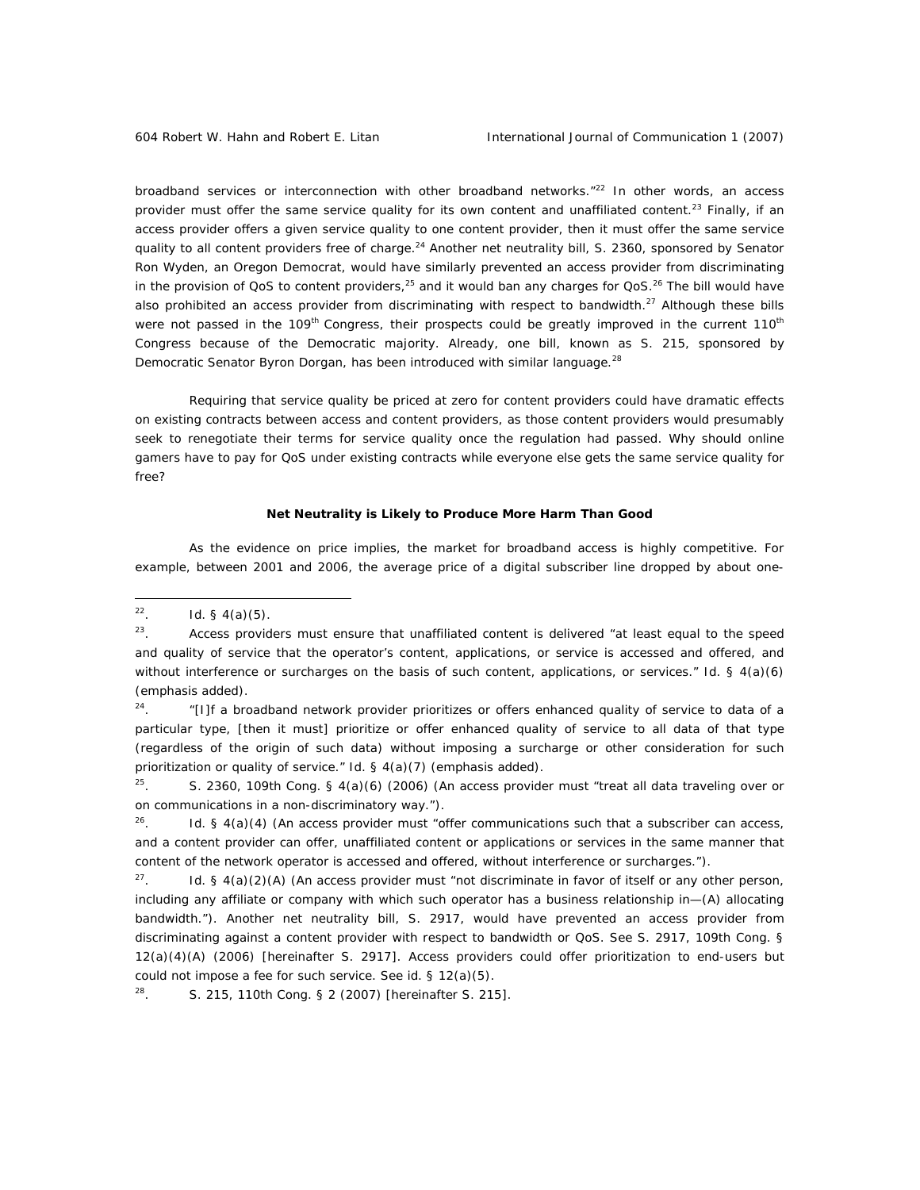broadband services or interconnection with other broadband networks."[22] In other words, an access provider must offer the same service quality for its own content and unaffiliated content.[23] Finally, if an access provider offers a given service quality to one content provider, then it must offer the same service quality to all content providers free of charge.[24] Another net neutrality bill, S. 2360, sponsored by Senator Ron Wyden, an Oregon Democrat, would have similarly prevented an access provider from discriminating in the provision of QoS to content providers,[25] and it would ban any charges for QoS.[26] The bill would have also prohibited an access provider from discriminating with respect to bandwidth.[27] Although these bills were not passed in the 109th Congress, their prospects could be greatly improved in the current 110th Congress because of the Democratic majority. Already, one bill, known as S. 215, sponsored by Democratic Senator Byron Dorgan, has been introduced with similar language.[28]

Requiring that service quality be priced at zero for content providers could have dramatic effects on existing contracts between access and content providers, as those content providers would presumably seek to renegotiate their terms for service quality once the regulation had passed. Why should online gamers have to pay for QoS under existing contracts while everyone else gets the same service quality for free?

**Net Neutrality is Likely to Produce More Harm Than Good**

As the evidence on price implies, the market for broadband access is highly competitive. For example, between 2001 and 2006, the average price of a digital subscriber line dropped by about one-

---

22. *Id.* § 4(a)(5).

23. Access providers must ensure that unaffiliated content is delivered "at least equal to the speed and quality of service that the operator's content, applications, or service is accessed and offered, and without interference or *surcharges* on the basis of such content, applications, or services." *Id.* § 4(a)(6) (emphasis added).

24. "[I]f a broadband network provider prioritizes or offers enhanced quality of service to data of a particular type, [then it must] prioritize or offer enhanced quality of service to all data of that type (regardless of the origin of such data) *without imposing a surcharge or other consideration* for such prioritization or quality of service." *Id.* § 4(a)(7) (emphasis added).

25. S. 2360, 109th Cong. § 4(a)(6) (2006) (An access provider must "treat all data traveling over or on communications in a non-discriminatory way.").

26. *Id.* § 4(a)(4) (An access provider must "offer communications such that a subscriber can access, and a content provider can offer, unaffiliated content or applications or services in the same manner that content of the network operator is accessed and offered, without interference or surcharges.").

27. *Id.* § 4(a)(2)(A) (An access provider must "not discriminate in favor of itself or any other person, including any affiliate or company with which such operator has a business relationship in—(A) allocating bandwidth."). Another net neutrality bill, S. 2917, would have prevented an access provider from discriminating against a content provider with respect to bandwidth or QoS. *See* S. 2917, 109th Cong. § 12(a)(4)(A) (2006) [hereinafter S. 2917]. Access providers could offer prioritization to end-users but could not impose a fee for such service. *See id.* § 12(a)(5).

28. S. 215, 110th Cong. § 2 (2007) [hereinafter S. 215].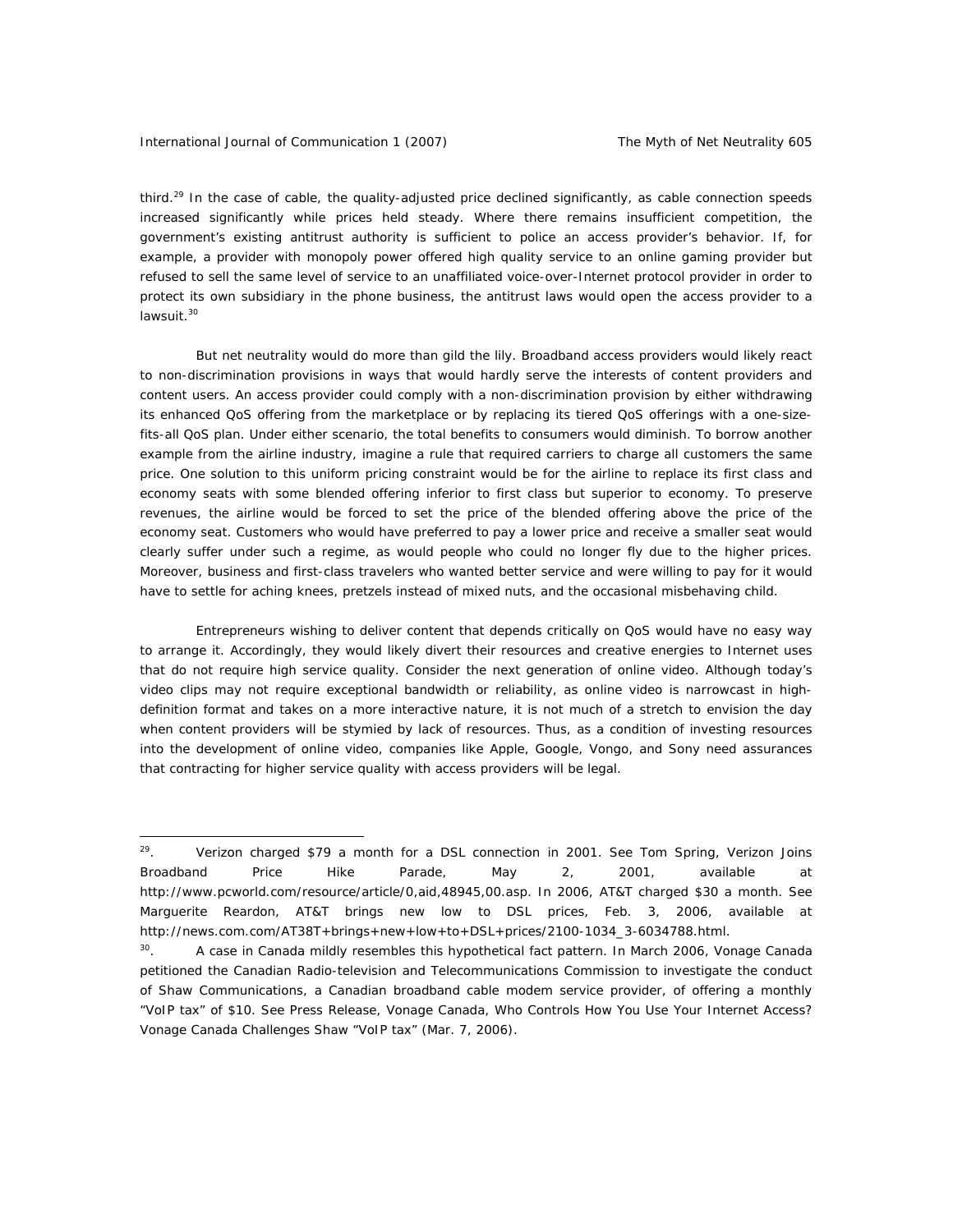third.[29] In the case of cable, the quality-adjusted price declined significantly, as cable connection speeds increased significantly while prices held steady. Where there remains insufficient competition, the government's existing antitrust authority is sufficient to police an access provider's behavior. If, for example, a provider with monopoly power offered high quality service to an online gaming provider but refused to sell the same level of service to an unaffiliated voice-over-Internet protocol provider in order to protect its own subsidiary in the phone business, the antitrust laws would open the access provider to a lawsuit.[30]

But net neutrality would do more than gild the lily. Broadband access providers would likely react to non-discrimination provisions in ways that would hardly serve the interests of content providers and content users. An access provider could comply with a non-discrimination provision by either withdrawing its enhanced QoS offering from the marketplace or by replacing its tiered QoS offerings with a one-size-fits-all QoS plan. Under either scenario, the total benefits to consumers would diminish. To borrow another example from the airline industry, imagine a rule that required carriers to charge all customers the same price. One solution to this uniform pricing constraint would be for the airline to replace its first class and economy seats with some blended offering inferior to first class but superior to economy. To preserve revenues, the airline would be forced to set the price of the blended offering above the price of the economy seat. Customers who would have preferred to pay a lower price and receive a smaller seat would clearly suffer under such a regime, as would people who could no longer fly due to the higher prices. Moreover, business and first-class travelers who wanted better service and were willing to pay for it would have to settle for aching knees, pretzels instead of mixed nuts, and the occasional misbehaving child.

Entrepreneurs wishing to deliver content that depends critically on QoS would have no easy way to arrange it. Accordingly, they would likely divert their resources and creative energies to Internet uses that do not require high service quality. Consider the next generation of online video. Although today's video clips may not require exceptional bandwidth or reliability, as online video is narrowcast in high-definition format and takes on a more interactive nature, it is not much of a stretch to envision the day when content providers will be stymied by lack of resources. Thus, as a condition of investing resources into the development of online video, companies like Apple, Google, Vongo, and Sony need assurances that contracting for higher service quality with access providers will be legal.

---

29. Verizon charged $79 a month for a DSL connection in 2001. See Tom Spring, Verizon Joins Broadband Price Hike Parade, May 2, 2001, available at http://www.pcworld.com/resource/article/0,aid,48945,00.asp. In 2006, AT&T charged $30 a month. See Marguerite Reardon, AT&T brings new low to DSL prices, Feb. 3, 2006, available at http://news.com.com/AT38T+brings+new+low+to+DSL+prices/2100-1034_3-6034788.html.

30. A case in Canada mildly resembles this hypothetical fact pattern. In March 2006, Vonage Canada petitioned the Canadian Radio-television and Telecommunications Commission to investigate the conduct of Shaw Communications, a Canadian broadband cable modem service provider, of offering a monthly "VoIP tax" of $10. See Press Release, Vonage Canada, Who Controls How You Use Your Internet Access? Vonage Canada Challenges Shaw "VoIP tax" (Mar. 7, 2006).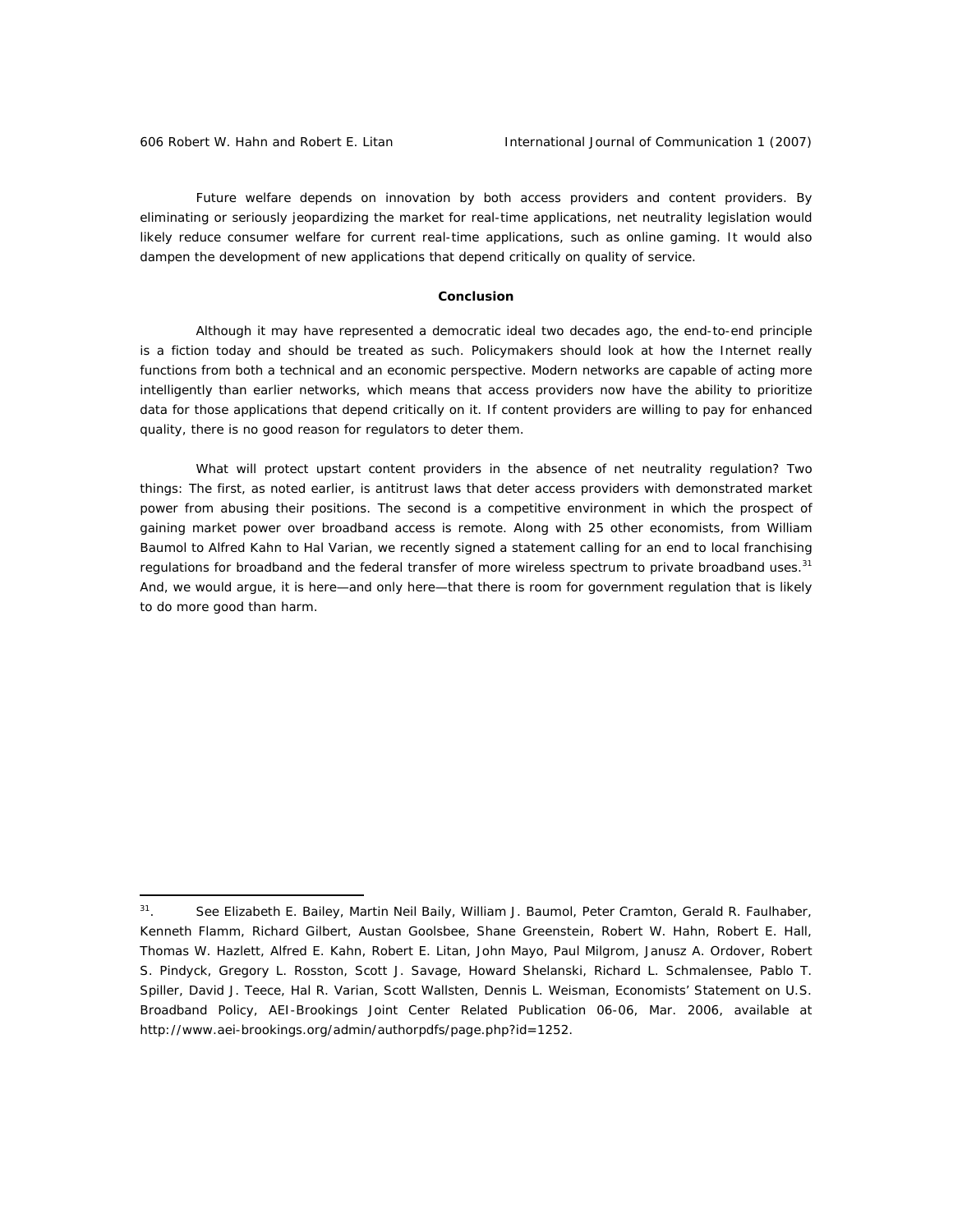Future welfare depends on innovation by both access providers and content providers. By eliminating or seriously jeopardizing the market for real-time applications, net neutrality legislation would likely reduce consumer welfare for current real-time applications, such as online gaming. It would also dampen the development of new applications that depend critically on quality of service.

## Conclusion

Although it may have represented a democratic ideal two decades ago, the end-to-end principle is a fiction today and should be treated as such. Policymakers should look at how the Internet really functions from both a technical and an economic perspective. Modern networks are capable of acting more intelligently than earlier networks, which means that access providers now have the ability to prioritize data for those applications that depend critically on it. If content providers are willing to pay for enhanced quality, there is no good reason for regulators to deter them.

What will protect upstart content providers in the absence of net neutrality regulation? Two things: The first, as noted earlier, is antitrust laws that deter access providers with demonstrated market power from abusing their positions. The second is a competitive environment in which the prospect of gaining market power over broadband access is remote. Along with 25 other economists, from William Baumol to Alfred Kahn to Hal Varian, we recently signed a statement calling for an end to local franchising regulations for broadband and the federal transfer of more wireless spectrum to private broadband uses.[31] And, we would argue, it is here—and only here—that there is room for government regulation that is likely to do more good than harm.

---

[31]. See Elizabeth E. Bailey, Martin Neil Baily, William J. Baumol, Peter Cramton, Gerald R. Faulhaber, Kenneth Flamm, Richard Gilbert, Austan Goolsbee, Shane Greenstein, Robert W. Hahn, Robert E. Hall, Thomas W. Hazlett, Alfred E. Kahn, Robert E. Litan, John Mayo, Paul Milgrom, Janusz A. Ordover, Robert S. Pindyck, Gregory L. Rosston, Scott J. Savage, Howard Shelanski, Richard L. Schmalensee, Pablo T. Spiller, David J. Teece, Hal R. Varian, Scott Wallsten, Dennis L. Weisman, Economists' Statement on U.S. Broadband Policy, AEI-Brookings Joint Center Related Publication 06-06, Mar. 2006, available at http://www.aei-brookings.org/admin/authorpdfs/page.php?id=1252.